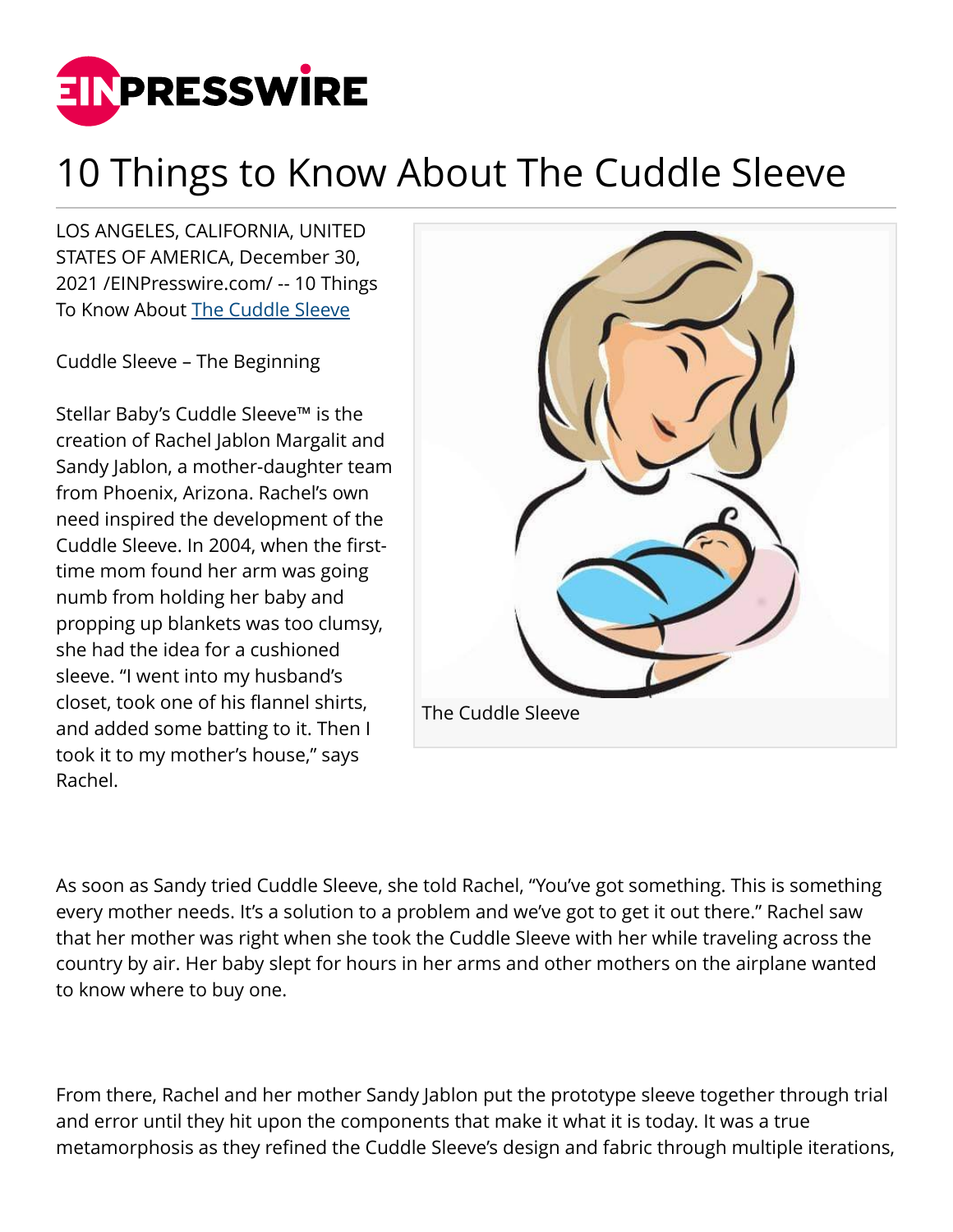# 10 Things to Know About The Cuddle Sleeve

LOS ANGELES, CALIFORNIA, UNITED STATES OF AMERICA, December 30, 2021 /EINPresswire.com/ -- 10 Things To Know About The Cuddle Sleeve

Cuddle Sleeve – The Beginning

Stellar Baby's Cuddle Sleeve™ is the creation of Rachel Jablon Margalit and Sandy Jablon, a mother-daughter team from Phoenix, Arizona. Rachel's own need inspired the development of the Cuddle Sleeve. In 2004, when the first-time mom found her arm was going numb from holding her baby and propping up blankets was too clumsy, she had the idea for a cushioned sleeve. "I went into my husband's closet, took one of his flannel shirts, and added some batting to it. Then I took it to my mother's house," says Rachel.

The Cuddle Sleeve

As soon as Sandy tried Cuddle Sleeve, she told Rachel, "You've got something. This is something every mother needs. It's a solution to a problem and we've got to get it out there." Rachel saw that her mother was right when she took the Cuddle Sleeve with her while traveling across the country by air. Her baby slept for hours in her arms and other mothers on the airplane wanted to know where to buy one.

From there, Rachel and her mother Sandy Jablon put the prototype sleeve together through trial and error until they hit upon the components that make it what it is today. It was a true metamorphosis as they refined the Cuddle Sleeve's design and fabric through multiple iterations,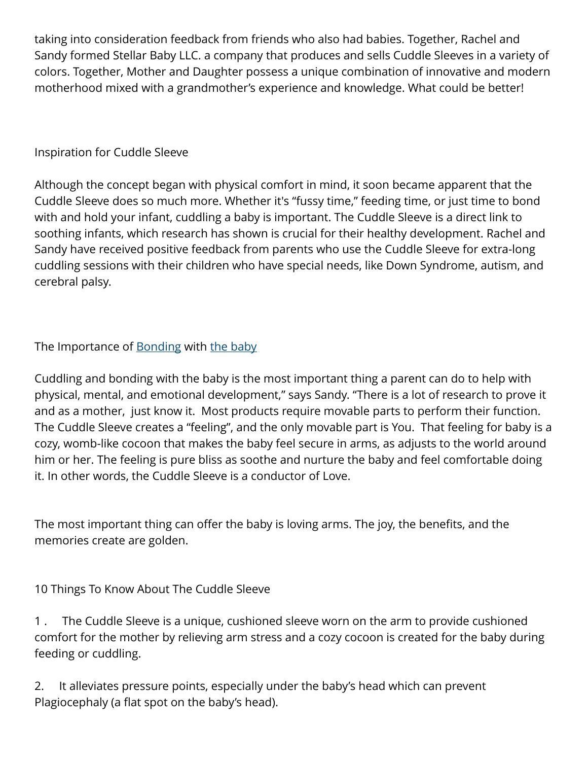taking into consideration feedback from friends who also had babies. Together, Rachel and Sandy formed Stellar Baby LLC. a company that produces and sells Cuddle Sleeves in a variety of colors. Together, Mother and Daughter possess a unique combination of innovative and modern motherhood mixed with a grandmother's experience and knowledge. What could be better!

## Inspiration for Cuddle Sleeve

Although the concept began with physical comfort in mind, it soon became apparent that the Cuddle Sleeve does so much more. Whether it's "fussy time," feeding time, or just time to bond with and hold your infant, cuddling a baby is important. The Cuddle Sleeve is a direct link to soothing infants, which research has shown is crucial for their healthy development. Rachel and Sandy have received positive feedback from parents who use the Cuddle Sleeve for extra-long cuddling sessions with their children who have special needs, like Down Syndrome, autism, and cerebral palsy.

## The Importance of [Bonding]() with [the baby]()

Cuddling and bonding with the baby is the most important thing a parent can do to help with physical, mental, and emotional development," says Sandy. "There is a lot of research to prove it and as a mother,  just know it.  Most products require movable parts to perform their function. The Cuddle Sleeve creates a "feeling", and the only movable part is You.  That feeling for baby is a cozy, womb-like cocoon that makes the baby feel secure in arms, as adjusts to the world around him or her. The feeling is pure bliss as soothe and nurture the baby and feel comfortable doing it. In other words, the Cuddle Sleeve is a conductor of Love.

The most important thing can offer the baby is loving arms. The joy, the benefits, and the memories create are golden.

## 10 Things To Know About The Cuddle Sleeve

1. The Cuddle Sleeve is a unique, cushioned sleeve worn on the arm to provide cushioned comfort for the mother by relieving arm stress and a cozy cocoon is created for the baby during feeding or cuddling.

2. It alleviates pressure points, especially under the baby's head which can prevent Plagiocephaly (a flat spot on the baby's head).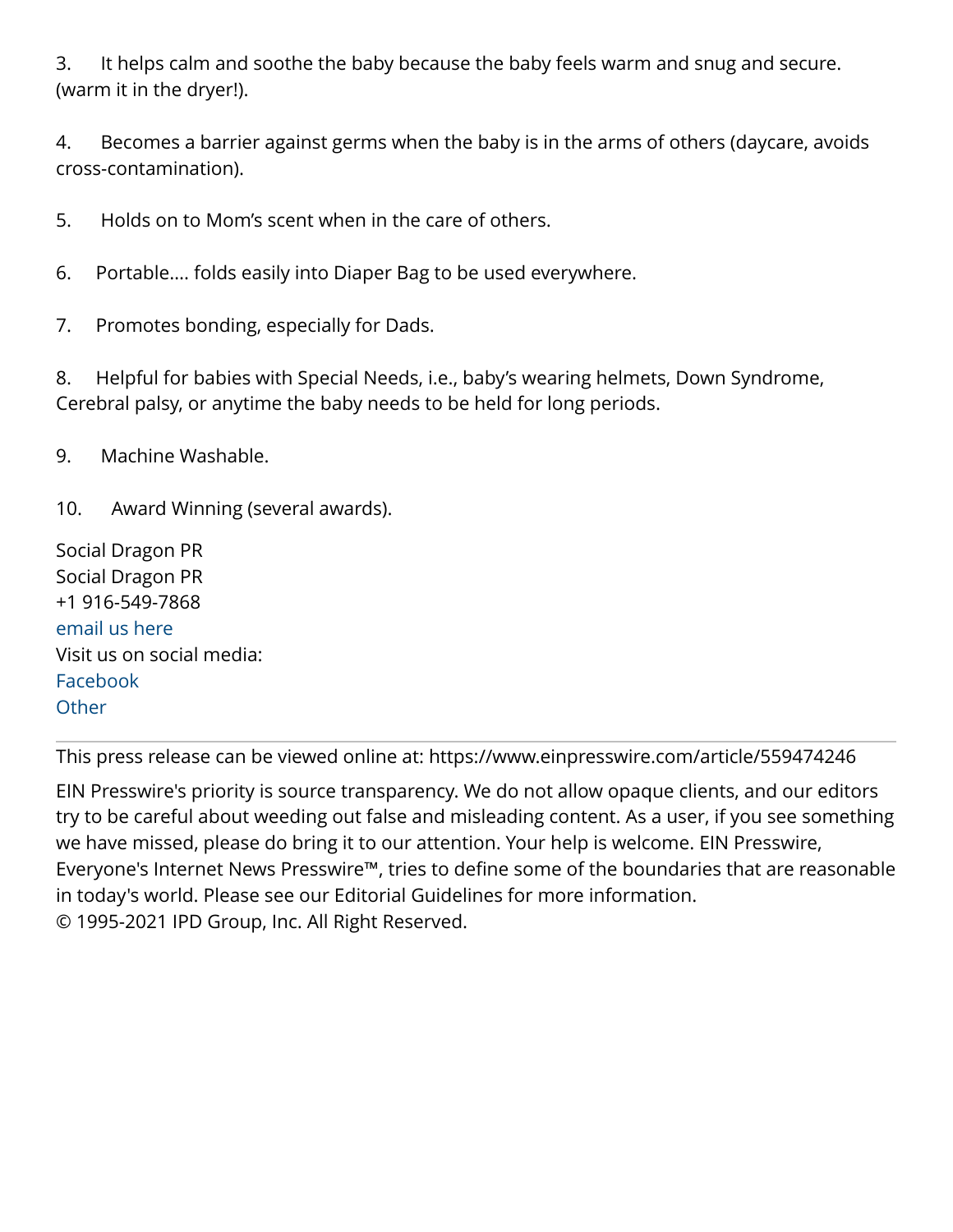3. It helps calm and soothe the baby because the baby feels warm and snug and secure. (warm it in the dryer!).

4. Becomes a barrier against germs when the baby is in the arms of others (daycare, avoids cross-contamination).

5. Holds on to Mom's scent when in the care of others.

6. Portable.... folds easily into Diaper Bag to be used everywhere.

7. Promotes bonding, especially for Dads.

8. Helpful for babies with Special Needs, i.e., baby's wearing helmets, Down Syndrome, Cerebral palsy, or anytime the baby needs to be held for long periods.

9. Machine Washable.

10. Award Winning (several awards).

Social Dragon PR
Social Dragon PR
+1 916-549-7868
email us here
Visit us on social media:
Facebook
Other

---

This press release can be viewed online at: https://www.einpresswire.com/article/559474246

EIN Presswire's priority is source transparency. We do not allow opaque clients, and our editors try to be careful about weeding out false and misleading content. As a user, if you see something we have missed, please do bring it to our attention. Your help is welcome. EIN Presswire, Everyone's Internet News Presswire™, tries to define some of the boundaries that are reasonable in today's world. Please see our Editorial Guidelines for more information.
© 1995-2021 IPD Group, Inc. All Right Reserved.